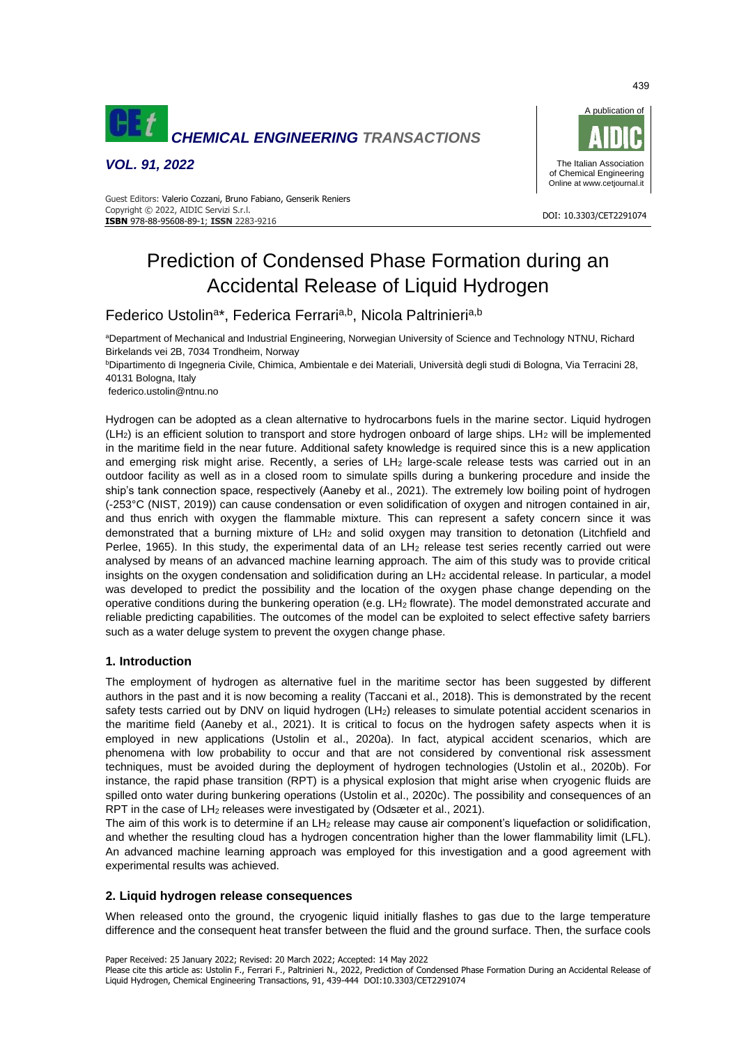# Prediction of Condensed Phase Formation during an Accidental Release of Liquid Hydrogen

Federico Ustolin[a]*, Federica Ferrari[a,b], Nicola Paltrinieri[a,b]

[a]Department of Mechanical and Industrial Engineering, Norwegian University of Science and Technology NTNU, Richard Birkelands vei 2B, 7034 Trondheim, Norway

[b]Dipartimento di Ingegneria Civile, Chimica, Ambientale e dei Materiali, Università degli studi di Bologna, Via Terracini 28, 40131 Bologna, Italy

federico.ustolin@ntnu.no

Hydrogen can be adopted as a clean alternative to hydrocarbons fuels in the marine sector. Liquid hydrogen ($LH_2$) is an efficient solution to transport and store hydrogen onboard of large ships. $LH_2$ will be implemented in the maritime field in the near future. Additional safety knowledge is required since this is a new application and emerging risk might arise. Recently, a series of $LH_2$ large-scale release tests was carried out in an outdoor facility as well as in a closed room to simulate spills during a bunkering procedure and inside the ship's tank connection space, respectively (Aaneby et al., 2021). The extremely low boiling point of hydrogen (-253°C (NIST, 2019)) can cause condensation or even solidification of oxygen and nitrogen contained in air, and thus enrich with oxygen the flammable mixture. This can represent a safety concern since it was demonstrated that a burning mixture of $LH_2$ and solid oxygen may transition to detonation (Litchfield and Perlee, 1965). In this study, the experimental data of an $LH_2$ release test series recently carried out were analysed by means of an advanced machine learning approach. The aim of this study was to provide critical insights on the oxygen condensation and solidification during an $LH_2$ accidental release. In particular, a model was developed to predict the possibility and the location of the oxygen phase change depending on the operative conditions during the bunkering operation (e.g. $LH_2$ flowrate). The model demonstrated accurate and reliable predicting capabilities. The outcomes of the model can be exploited to select effective safety barriers such as a water deluge system to prevent the oxygen change phase.

## 1. Introduction

The employment of hydrogen as alternative fuel in the maritime sector has been suggested by different authors in the past and it is now becoming a reality (Taccani et al., 2018). This is demonstrated by the recent safety tests carried out by DNV on liquid hydrogen ($LH_2$) releases to simulate potential accident scenarios in the maritime field (Aaneby et al., 2021). It is critical to focus on the hydrogen safety aspects when it is employed in new applications (Ustolin et al., 2020a). In fact, atypical accident scenarios, which are phenomena with low probability to occur and that are not considered by conventional risk assessment techniques, must be avoided during the deployment of hydrogen technologies (Ustolin et al., 2020b). For instance, the rapid phase transition (RPT) is a physical explosion that might arise when cryogenic fluids are spilled onto water during bunkering operations (Ustolin et al., 2020c). The possibility and consequences of an RPT in the case of $LH_2$ releases were investigated by (Odsæter et al., 2021).

The aim of this work is to determine if an $LH_2$ release may cause air component's liquefaction or solidification, and whether the resulting cloud has a hydrogen concentration higher than the lower flammability limit (LFL). An advanced machine learning approach was employed for this investigation and a good agreement with experimental results was achieved.

## 2. Liquid hydrogen release consequences

When released onto the ground, the cryogenic liquid initially flashes to gas due to the large temperature difference and the consequent heat transfer between the fluid and the ground surface. Then, the surface cools

Paper Received: 25 January 2022; Revised: 20 March 2022; Accepted: 14 May 2022

Please cite this article as: Ustolin F., Ferrari F., Paltrinieri N., 2022, Prediction of Condensed Phase Formation During an Accidental Release of Liquid Hydrogen, Chemical Engineering Transactions, 91, 439-444 DOI:10.3303/CET2291074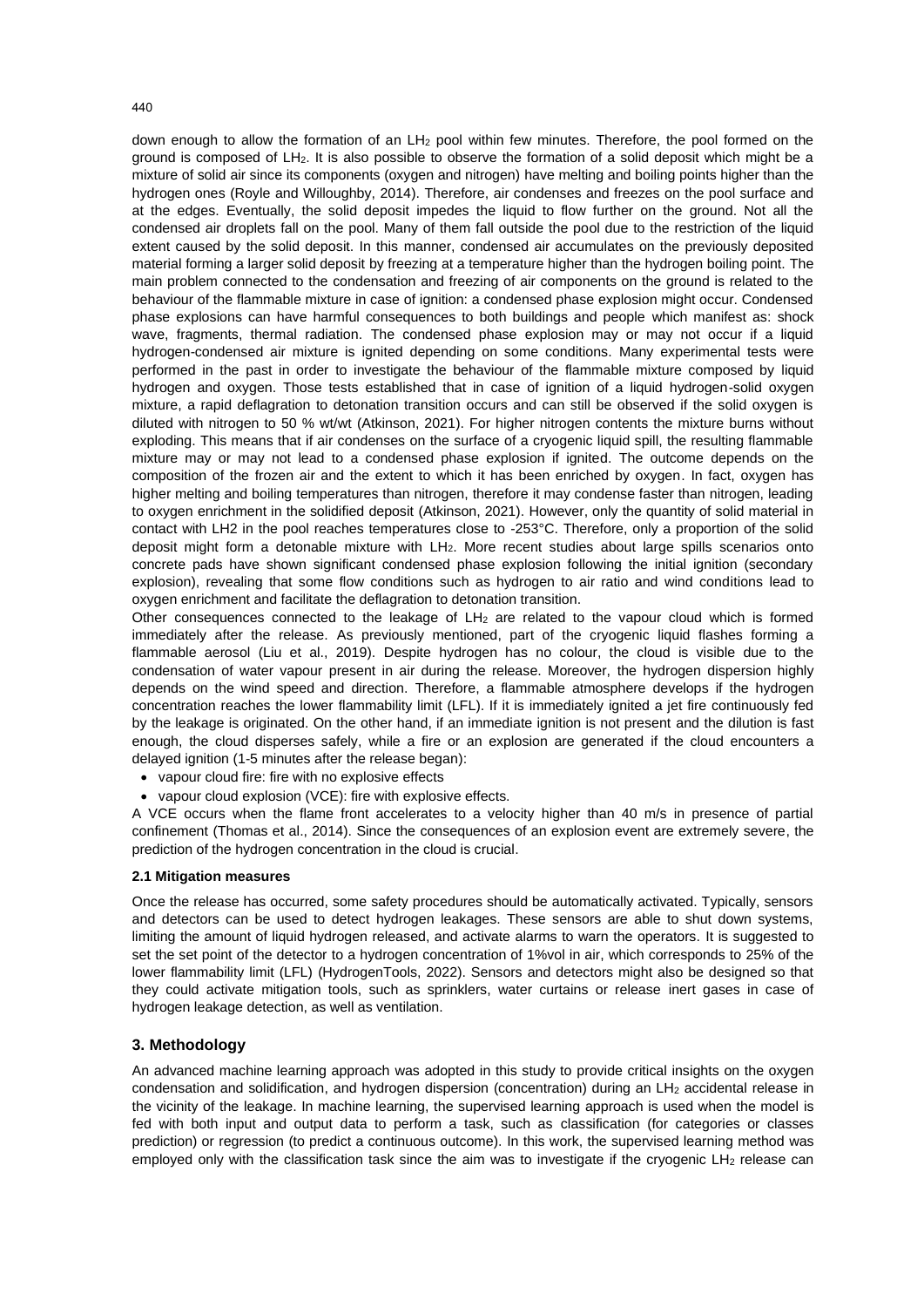down enough to allow the formation of an $LH_2$ pool within few minutes. Therefore, the pool formed on the ground is composed of $LH_2$. It is also possible to observe the formation of a solid deposit which might be a mixture of solid air since its components (oxygen and nitrogen) have melting and boiling points higher than the hydrogen ones (Royle and Willoughby, 2014). Therefore, air condenses and freezes on the pool surface and at the edges. Eventually, the solid deposit impedes the liquid to flow further on the ground. Not all the condensed air droplets fall on the pool. Many of them fall outside the pool due to the restriction of the liquid extent caused by the solid deposit. In this manner, condensed air accumulates on the previously deposited material forming a larger solid deposit by freezing at a temperature higher than the hydrogen boiling point. The main problem connected to the condensation and freezing of air components on the ground is related to the behaviour of the flammable mixture in case of ignition: a condensed phase explosion might occur. Condensed phase explosions can have harmful consequences to both buildings and people which manifest as: shock wave, fragments, thermal radiation. The condensed phase explosion may or may not occur if a liquid hydrogen-condensed air mixture is ignited depending on some conditions. Many experimental tests were performed in the past in order to investigate the behaviour of the flammable mixture composed by liquid hydrogen and oxygen. Those tests established that in case of ignition of a liquid hydrogen-solid oxygen mixture, a rapid deflagration to detonation transition occurs and can still be observed if the solid oxygen is diluted with nitrogen to 50 % wt/wt (Atkinson, 2021). For higher nitrogen contents the mixture burns without exploding. This means that if air condenses on the surface of a cryogenic liquid spill, the resulting flammable mixture may or may not lead to a condensed phase explosion if ignited. The outcome depends on the composition of the frozen air and the extent to which it has been enriched by oxygen. In fact, oxygen has higher melting and boiling temperatures than nitrogen, therefore it may condense faster than nitrogen, leading to oxygen enrichment in the solidified deposit (Atkinson, 2021). However, only the quantity of solid material in contact with LH2 in the pool reaches temperatures close to -253°C. Therefore, only a proportion of the solid deposit might form a detonable mixture with $LH_2$. More recent studies about large spills scenarios onto concrete pads have shown significant condensed phase explosion following the initial ignition (secondary explosion), revealing that some flow conditions such as hydrogen to air ratio and wind conditions lead to oxygen enrichment and facilitate the deflagration to detonation transition.

Other consequences connected to the leakage of $LH_2$ are related to the vapour cloud which is formed immediately after the release. As previously mentioned, part of the cryogenic liquid flashes forming a flammable aerosol (Liu et al., 2019). Despite hydrogen has no colour, the cloud is visible due to the condensation of water vapour present in air during the release. Moreover, the hydrogen dispersion highly depends on the wind speed and direction. Therefore, a flammable atmosphere develops if the hydrogen concentration reaches the lower flammability limit (LFL). If it is immediately ignited a jet fire continuously fed by the leakage is originated. On the other hand, if an immediate ignition is not present and the dilution is fast enough, the cloud disperses safely, while a fire or an explosion are generated if the cloud encounters a delayed ignition (1-5 minutes after the release began):

- vapour cloud fire: fire with no explosive effects
- vapour cloud explosion (VCE): fire with explosive effects.

A VCE occurs when the flame front accelerates to a velocity higher than 40 m/s in presence of partial confinement (Thomas et al., 2014). Since the consequences of an explosion event are extremely severe, the prediction of the hydrogen concentration in the cloud is crucial.

### 2.1 Mitigation measures

Once the release has occurred, some safety procedures should be automatically activated. Typically, sensors and detectors can be used to detect hydrogen leakages. These sensors are able to shut down systems, limiting the amount of liquid hydrogen released, and activate alarms to warn the operators. It is suggested to set the set point of the detector to a hydrogen concentration of 1%vol in air, which corresponds to 25% of the lower flammability limit (LFL) (HydrogenTools, 2022). Sensors and detectors might also be designed so that they could activate mitigation tools, such as sprinklers, water curtains or release inert gases in case of hydrogen leakage detection, as well as ventilation.

## 3. Methodology

An advanced machine learning approach was adopted in this study to provide critical insights on the oxygen condensation and solidification, and hydrogen dispersion (concentration) during an $LH_2$ accidental release in the vicinity of the leakage. In machine learning, the supervised learning approach is used when the model is fed with both input and output data to perform a task, such as classification (for categories or classes prediction) or regression (to predict a continuous outcome). In this work, the supervised learning method was employed only with the classification task since the aim was to investigate if the cryogenic $LH_2$ release can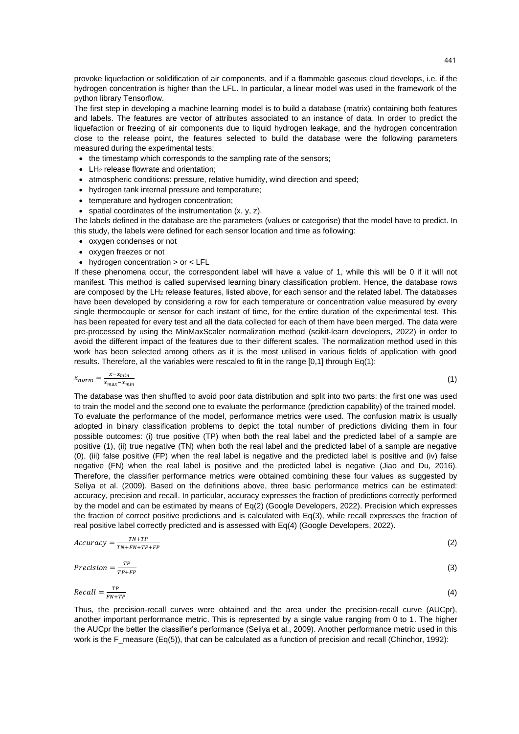provoke liquefaction or solidification of air components, and if a flammable gaseous cloud develops, i.e. if the hydrogen concentration is higher than the LFL. In particular, a linear model was used in the framework of the python library Tensorflow.

The first step in developing a machine learning model is to build a database (matrix) containing both features and labels. The features are vector of attributes associated to an instance of data. In order to predict the liquefaction or freezing of air components due to liquid hydrogen leakage, and the hydrogen concentration close to the release point, the features selected to build the database were the following parameters measured during the experimental tests:

- the timestamp which corresponds to the sampling rate of the sensors;
- $LH_2$ release flowrate and orientation;
- atmospheric conditions: pressure, relative humidity, wind direction and speed;
- hydrogen tank internal pressure and temperature;
- temperature and hydrogen concentration;
- spatial coordinates of the instrumentation (x, y, z).

The labels defined in the database are the parameters (values or categorise) that the model have to predict. In this study, the labels were defined for each sensor location and time as following:

- oxygen condenses or not
- oxygen freezes or not
- hydrogen concentration > or < LFL

If these phenomena occur, the correspondent label will have a value of 1, while this will be 0 if it will not manifest. This method is called supervised learning binary classification problem. Hence, the database rows are composed by the $LH_2$ release features, listed above, for each sensor and the related label. The databases have been developed by considering a row for each temperature or concentration value measured by every single thermocouple or sensor for each instant of time, for the entire duration of the experimental test. This has been repeated for every test and all the data collected for each of them have been merged. The data were pre-processed by using the MinMaxScaler normalization method (scikit-learn developers, 2022) in order to avoid the different impact of the features due to their different scales. The normalization method used in this work has been selected among others as it is the most utilised in various fields of application with good results. Therefore, all the variables were rescaled to fit in the range [0,1] through Eq(1):

$$x_{norm} = \frac{x - x_{min}}{x_{max} - x_{min}} \tag{1}$$

The database was then shuffled to avoid poor data distribution and split into two parts: the first one was used to train the model and the second one to evaluate the performance (prediction capability) of the trained model. To evaluate the performance of the model, performance metrics were used. The confusion matrix is usually adopted in binary classification problems to depict the total number of predictions dividing them in four possible outcomes: (i) true positive (TP) when both the real label and the predicted label of a sample are positive (1), (ii) true negative (TN) when both the real label and the predicted label of a sample are negative (0), (iii) false positive (FP) when the real label is negative and the predicted label is positive and (iv) false negative (FN) when the real label is positive and the predicted label is negative (Jiao and Du, 2016). Therefore, the classifier performance metrics were obtained combining these four values as suggested by Seliya et al. (2009). Based on the definitions above, three basic performance metrics can be estimated: accuracy, precision and recall. In particular, accuracy expresses the fraction of predictions correctly performed by the model and can be estimated by means of Eq(2) (Google Developers, 2022). Precision which expresses the fraction of correct positive predictions and is calculated with Eq(3), while recall expresses the fraction of real positive label correctly predicted and is assessed with Eq(4) (Google Developers, 2022).

$$Accuracy = \frac{TN + TP}{TN + FN + TP + FP} \tag{2}$$

$$Precision = \frac{TP}{TP + FP} \tag{3}$$

$$Recall = \frac{TP}{FN + TP} \tag{4}$$

Thus, the precision-recall curves were obtained and the area under the precision-recall curve (AUCpr), another important performance metric. This is represented by a single value ranging from 0 to 1. The higher the AUCpr the better the classifier's performance (Seliya et al., 2009). Another performance metric used in this work is the F_measure (Eq(5)), that can be calculated as a function of precision and recall (Chinchor, 1992):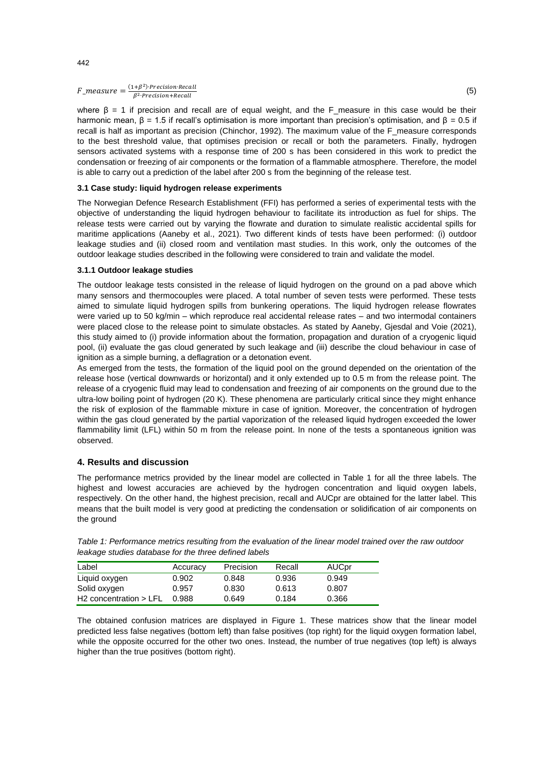$$F\_measure = \frac{(1+\beta^2) \cdot Precision \cdot Recall}{\beta^2 \cdot Precision + Recall} \quad (5)$$

where $\beta = 1$ if precision and recall are of equal weight, and the F_measure in this case would be their harmonic mean, $\beta = 1.5$ if recall's optimisation is more important than precision's optimisation, and $\beta = 0.5$ if recall is half as important as precision (Chinchor, 1992). The maximum value of the F_measure corresponds to the best threshold value, that optimises precision or recall or both the parameters. Finally, hydrogen sensors activated systems with a response time of 200 s has been considered in this work to predict the condensation or freezing of air components or the formation of a flammable atmosphere. Therefore, the model is able to carry out a prediction of the label after 200 s from the beginning of the release test.

### 3.1 Case study: liquid hydrogen release experiments

The Norwegian Defence Research Establishment (FFI) has performed a series of experimental tests with the objective of understanding the liquid hydrogen behaviour to facilitate its introduction as fuel for ships. The release tests were carried out by varying the flowrate and duration to simulate realistic accidental spills for maritime applications (Aaneby et al., 2021). Two different kinds of tests have been performed: (i) outdoor leakage studies and (ii) closed room and ventilation mast studies. In this work, only the outcomes of the outdoor leakage studies described in the following were considered to train and validate the model.

#### 3.1.1 Outdoor leakage studies

The outdoor leakage tests consisted in the release of liquid hydrogen on the ground on a pad above which many sensors and thermocouples were placed. A total number of seven tests were performed. These tests aimed to simulate liquid hydrogen spills from bunkering operations. The liquid hydrogen release flowrates were varied up to 50 kg/min – which reproduce real accidental release rates – and two intermodal containers were placed close to the release point to simulate obstacles. As stated by Aaneby, Gjesdal and Voie (2021), this study aimed to (i) provide information about the formation, propagation and duration of a cryogenic liquid pool, (ii) evaluate the gas cloud generated by such leakage and (iii) describe the cloud behaviour in case of ignition as a simple burning, a deflagration or a detonation event.

As emerged from the tests, the formation of the liquid pool on the ground depended on the orientation of the release hose (vertical downwards or horizontal) and it only extended up to 0.5 m from the release point. The release of a cryogenic fluid may lead to condensation and freezing of air components on the ground due to the ultra-low boiling point of hydrogen (20 K). These phenomena are particularly critical since they might enhance the risk of explosion of the flammable mixture in case of ignition. Moreover, the concentration of hydrogen within the gas cloud generated by the partial vaporization of the released liquid hydrogen exceeded the lower flammability limit (LFL) within 50 m from the release point. In none of the tests a spontaneous ignition was observed.

## 4. Results and discussion

The performance metrics provided by the linear model are collected in Table 1 for all the three labels. The highest and lowest accuracies are achieved by the hydrogen concentration and liquid oxygen labels, respectively. On the other hand, the highest precision, recall and AUCpr are obtained for the latter label. This means that the built model is very good at predicting the condensation or solidification of air components on the ground

*Table 1: Performance metrics resulting from the evaluation of the linear model trained over the raw outdoor leakage studies database for the three defined labels*

| Label | Accuracy | Precision | Recall | AUCpr |
|---|---|---|---|---|
| Liquid oxygen | 0.902 | 0.848 | 0.936 | 0.949 |
| Solid oxygen | 0.957 | 0.830 | 0.613 | 0.807 |
| $H_2$ concentration > LFL | 0.988 | 0.649 | 0.184 | 0.366 |

The obtained confusion matrices are displayed in Figure 1. These matrices show that the linear model predicted less false negatives (bottom left) than false positives (top right) for the liquid oxygen formation label, while the opposite occurred for the other two ones. Instead, the number of true negatives (top left) is always higher than the true positives (bottom right).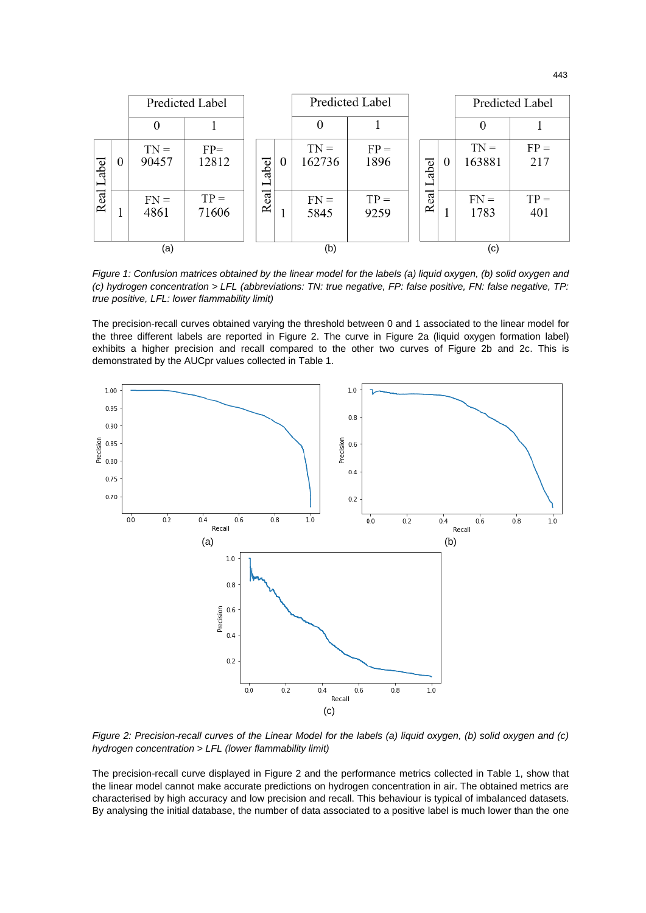| (a) | | Predicted Label 0 | Predicted Label 1 |
|---|---|---|---|
| Real Label | 0 | TN = 90457 | FP= 12812 |
| | 1 | FN = 4861 | TP = 71606 |

| (b) | | Predicted Label 0 | Predicted Label 1 |
|---|---|---|---|
| Real Label | 0 | TN = 162736 | FP = 1896 |
| | 1 | FN = 5845 | TP = 9259 |

| (c) | | Predicted Label 0 | Predicted Label 1 |
|---|---|---|---|
| Real Label | 0 | TN = 163881 | FP = 217 |
| | 1 | FN = 1783 | TP = 401 |

*Figure 1: Confusion matrices obtained by the linear model for the labels (a) liquid oxygen, (b) solid oxygen and (c) hydrogen concentration > LFL (abbreviations: TN: true negative, FP: false positive, FN: false negative, TP: true positive, LFL: lower flammability limit)*

The precision-recall curves obtained varying the threshold between 0 and 1 associated to the linear model for the three different labels are reported in Figure 2. The curve in Figure 2a (liquid oxygen formation label) exhibits a higher precision and recall compared to the other two curves of Figure 2b and 2c. This is demonstrated by the AUCpr values collected in Table 1.

*Figure 2: Precision-recall curves of the Linear Model for the labels (a) liquid oxygen, (b) solid oxygen and (c) hydrogen concentration > LFL (lower flammability limit)*

The precision-recall curve displayed in Figure 2 and the performance metrics collected in Table 1, show that the linear model cannot make accurate predictions on hydrogen concentration in air. The obtained metrics are characterised by high accuracy and low precision and recall. This behaviour is typical of imbalanced datasets. By analysing the initial database, the number of data associated to a positive label is much lower than the one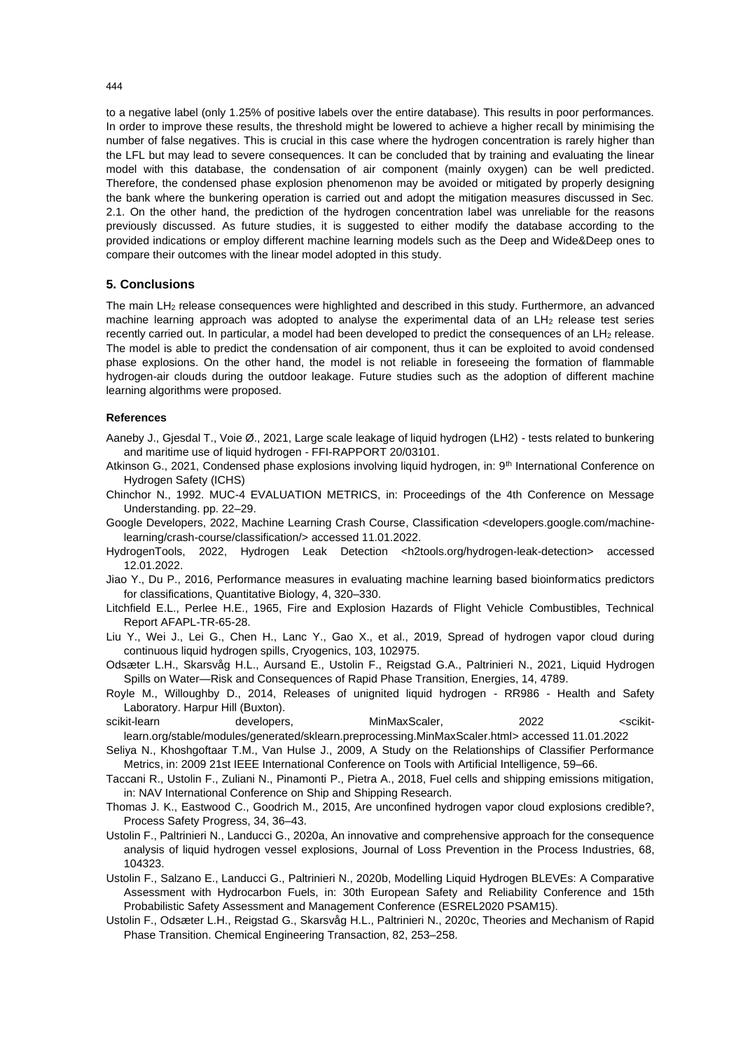to a negative label (only 1.25% of positive labels over the entire database). This results in poor performances. In order to improve these results, the threshold might be lowered to achieve a higher recall by minimising the number of false negatives. This is crucial in this case where the hydrogen concentration is rarely higher than the LFL but may lead to severe consequences. It can be concluded that by training and evaluating the linear model with this database, the condensation of air component (mainly oxygen) can be well predicted. Therefore, the condensed phase explosion phenomenon may be avoided or mitigated by properly designing the bank where the bunkering operation is carried out and adopt the mitigation measures discussed in Sec. 2.1. On the other hand, the prediction of the hydrogen concentration label was unreliable for the reasons previously discussed. As future studies, it is suggested to either modify the database according to the provided indications or employ different machine learning models such as the Deep and Wide&Deep ones to compare their outcomes with the linear model adopted in this study.

## 5. Conclusions

The main $LH_2$ release consequences were highlighted and described in this study. Furthermore, an advanced machine learning approach was adopted to analyse the experimental data of an $LH_2$ release test series recently carried out. In particular, a model had been developed to predict the consequences of an $LH_2$ release. The model is able to predict the condensation of air component, thus it can be exploited to avoid condensed phase explosions. On the other hand, the model is not reliable in foreseeing the formation of flammable hydrogen-air clouds during the outdoor leakage. Future studies such as the adoption of different machine learning algorithms were proposed.

### References

Aaneby J., Gjesdal T., Voie Ø., 2021, Large scale leakage of liquid hydrogen (LH2) - tests related to bunkering and maritime use of liquid hydrogen - FFI-RAPPORT 20/03101.

Atkinson G., 2021, Condensed phase explosions involving liquid hydrogen, in: 9th International Conference on Hydrogen Safety (ICHS)

Chinchor N., 1992. MUC-4 EVALUATION METRICS, in: Proceedings of the 4th Conference on Message Understanding. pp. 22–29.

Google Developers, 2022, Machine Learning Crash Course, Classification <developers.google.com/machine-learning/crash-course/classification/> accessed 11.01.2022.

HydrogenTools, 2022, Hydrogen Leak Detection <h2tools.org/hydrogen-leak-detection> accessed 12.01.2022.

Jiao Y., Du P., 2016, Performance measures in evaluating machine learning based bioinformatics predictors for classifications, Quantitative Biology, 4, 320–330.

Litchfield E.L., Perlee H.E., 1965, Fire and Explosion Hazards of Flight Vehicle Combustibles, Technical Report AFAPL-TR-65-28.

Liu Y., Wei J., Lei G., Chen H., Lanc Y., Gao X., et al., 2019, Spread of hydrogen vapor cloud during continuous liquid hydrogen spills, Cryogenics, 103, 102975.

Odsæter L.H., Skarsvåg H.L., Aursand E., Ustolin F., Reigstad G.A., Paltrinieri N., 2021, Liquid Hydrogen Spills on Water—Risk and Consequences of Rapid Phase Transition, Energies, 14, 4789.

Royle M., Willoughby D., 2014, Releases of unignited liquid hydrogen - RR986 - Health and Safety Laboratory. Harpur Hill (Buxton).

scikit-learn developers, MinMaxScaler, 2022 <scikit-learn.org/stable/modules/generated/sklearn.preprocessing.MinMaxScaler.html> accessed 11.01.2022

Seliya N., Khoshgoftaar T.M., Van Hulse J., 2009, A Study on the Relationships of Classifier Performance Metrics, in: 2009 21st IEEE International Conference on Tools with Artificial Intelligence, 59–66.

Taccani R., Ustolin F., Zuliani N., Pinamonti P., Pietra A., 2018, Fuel cells and shipping emissions mitigation, in: NAV International Conference on Ship and Shipping Research.

Thomas J. K., Eastwood C., Goodrich M., 2015, Are unconfined hydrogen vapor cloud explosions credible?, Process Safety Progress, 34, 36–43.

Ustolin F., Paltrinieri N., Landucci G., 2020a, An innovative and comprehensive approach for the consequence analysis of liquid hydrogen vessel explosions, Journal of Loss Prevention in the Process Industries, 68, 104323.

Ustolin F., Salzano E., Landucci G., Paltrinieri N., 2020b, Modelling Liquid Hydrogen BLEVEs: A Comparative Assessment with Hydrocarbon Fuels, in: 30th European Safety and Reliability Conference and 15th Probabilistic Safety Assessment and Management Conference (ESREL2020 PSAM15).

Ustolin F., Odsæter L.H., Reigstad G., Skarsvåg H.L., Paltrinieri N., 2020c, Theories and Mechanism of Rapid Phase Transition. Chemical Engineering Transaction, 82, 253–258.